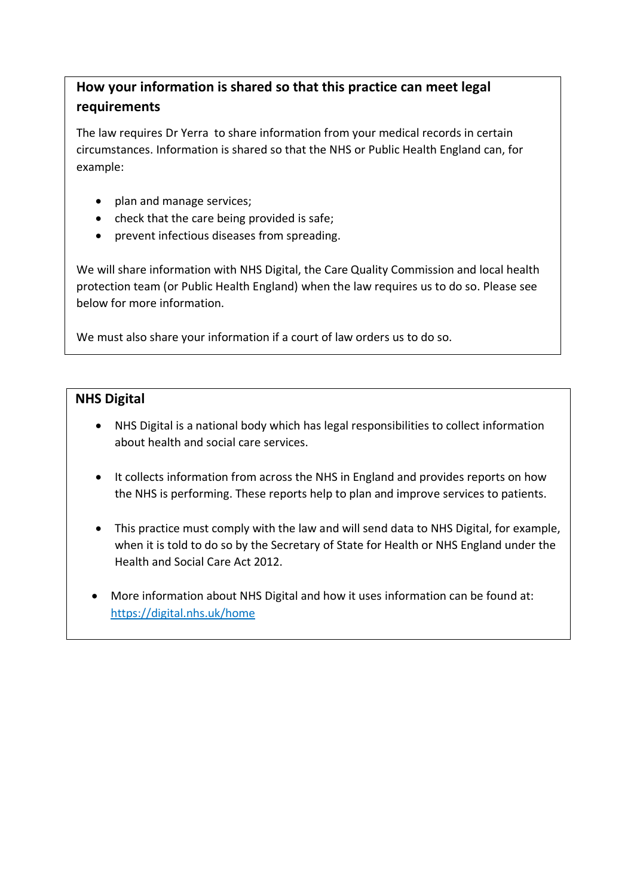## How your information is shared so that this practice can meet legal requirements

The law requires Dr Yerra to share information from your medical records in certain circumstances. Information is shared so that the NHS or Public Health England can, for example:

- plan and manage services;
- check that the care being provided is safe;
- prevent infectious diseases from spreading.

We will share information with NHS Digital, the Care Quality Commission and local health protection team (or Public Health England) when the law requires us to do so. Please see below for more information.

We must also share your information if a court of law orders us to do so.

## NHS Digital

- NHS Digital is a national body which has legal responsibilities to collect information about health and social care services.
- It collects information from across the NHS in England and provides reports on how the NHS is performing. These reports help to plan and improve services to patients.
- This practice must comply with the law and will send data to NHS Digital, for example, when it is told to do so by the Secretary of State for Health or NHS England under the Health and Social Care Act 2012.
- More information about NHS Digital and how it uses information can be found at: [https://digital.nhs.uk/home](https://digital.nhs.uk/home)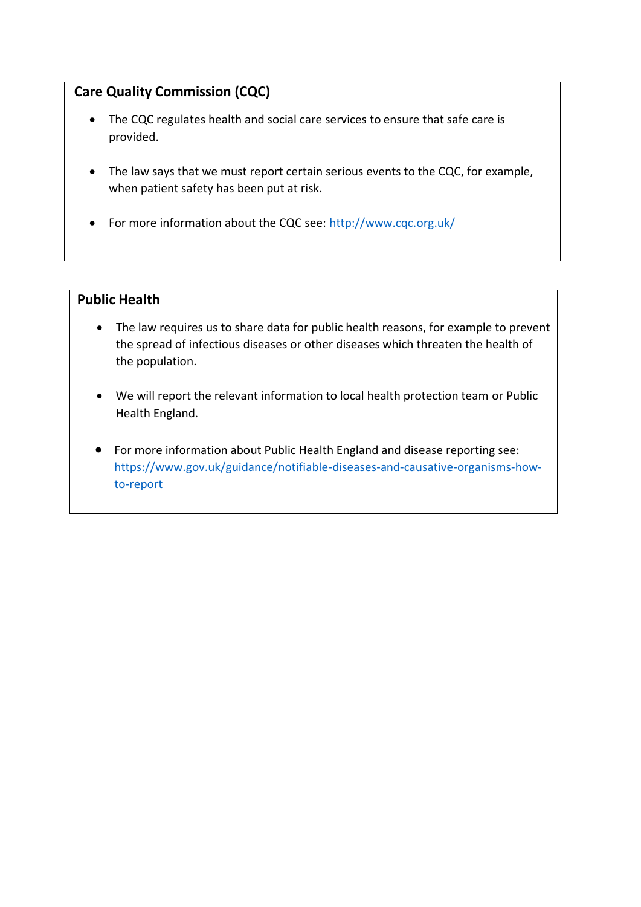## Care Quality Commission (CQC)

- The CQC regulates health and social care services to ensure that safe care is provided.
- The law says that we must report certain serious events to the CQC, for example, when patient safety has been put at risk.
- For more information about the CQC see: [http://www.cqc.org.uk/](http://www.cqc.org.uk/)

## Public Health

- The law requires us to share data for public health reasons, for example to prevent the spread of infectious diseases or other diseases which threaten the health of the population.
- We will report the relevant information to local health protection team or Public Health England.
- For more information about Public Health England and disease reporting see: [https://www.gov.uk/guidance/notifiable-diseases-and-causative-organisms-how-to-report](https://www.gov.uk/guidance/notifiable-diseases-and-causative-organisms-how-to-report)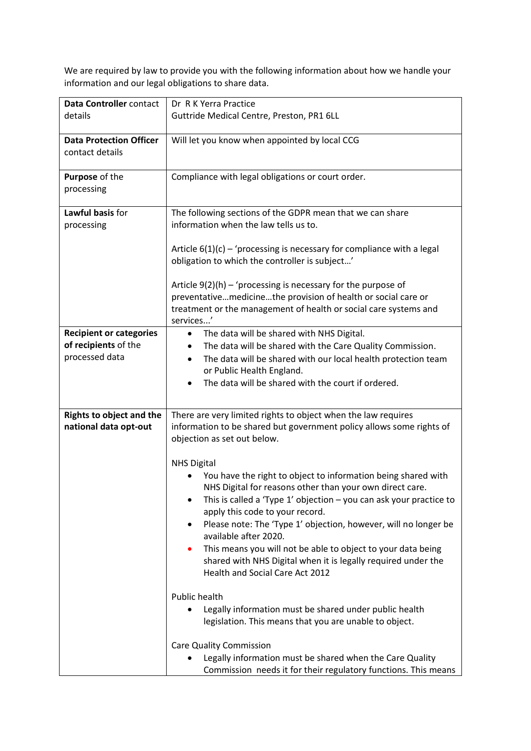We are required by law to provide you with the following information about how we handle your information and our legal obligations to share data.

| | |
|---|---|
| **Data Controller** contact details | Dr R K Yerra Practice<br>Guttride Medical Centre, Preston, PR1 6LL |
| **Data Protection Officer** contact details | Will let you know when appointed by local CCG |
| **Purpose** of the processing | Compliance with legal obligations or court order. |
| **Lawful basis** for processing | The following sections of the GDPR mean that we can share information when the law tells us to.<br><br>Article 6(1)(c) – 'processing is necessary for compliance with a legal obligation to which the controller is subject…'<br><br>Article 9(2)(h) – 'processing is necessary for the purpose of preventative…medicine…the provision of health or social care or treatment or the management of health or social care systems and services...' |
| **Recipient or categories of recipients** of the processed data | • The data will be shared with NHS Digital.<br>• The data will be shared with the Care Quality Commission.<br>• The data will be shared with our local health protection team or Public Health England.<br>• The data will be shared with the court if ordered. |
| **Rights to object and the national data opt-out** | There are very limited rights to object when the law requires information to be shared but government policy allows some rights of objection as set out below.<br><br>NHS Digital<br>• You have the right to object to information being shared with NHS Digital for reasons other than your own direct care.<br>• This is called a 'Type 1' objection – you can ask your practice to apply this code to your record.<br>• Please note: The 'Type 1' objection, however, will no longer be available after 2020.<br>• This means you will not be able to object to your data being shared with NHS Digital when it is legally required under the Health and Social Care Act 2012<br><br>Public health<br>• Legally information must be shared under public health legislation. This means that you are unable to object.<br><br>Care Quality Commission<br>• Legally information must be shared when the Care Quality Commission needs it for their regulatory functions. This means |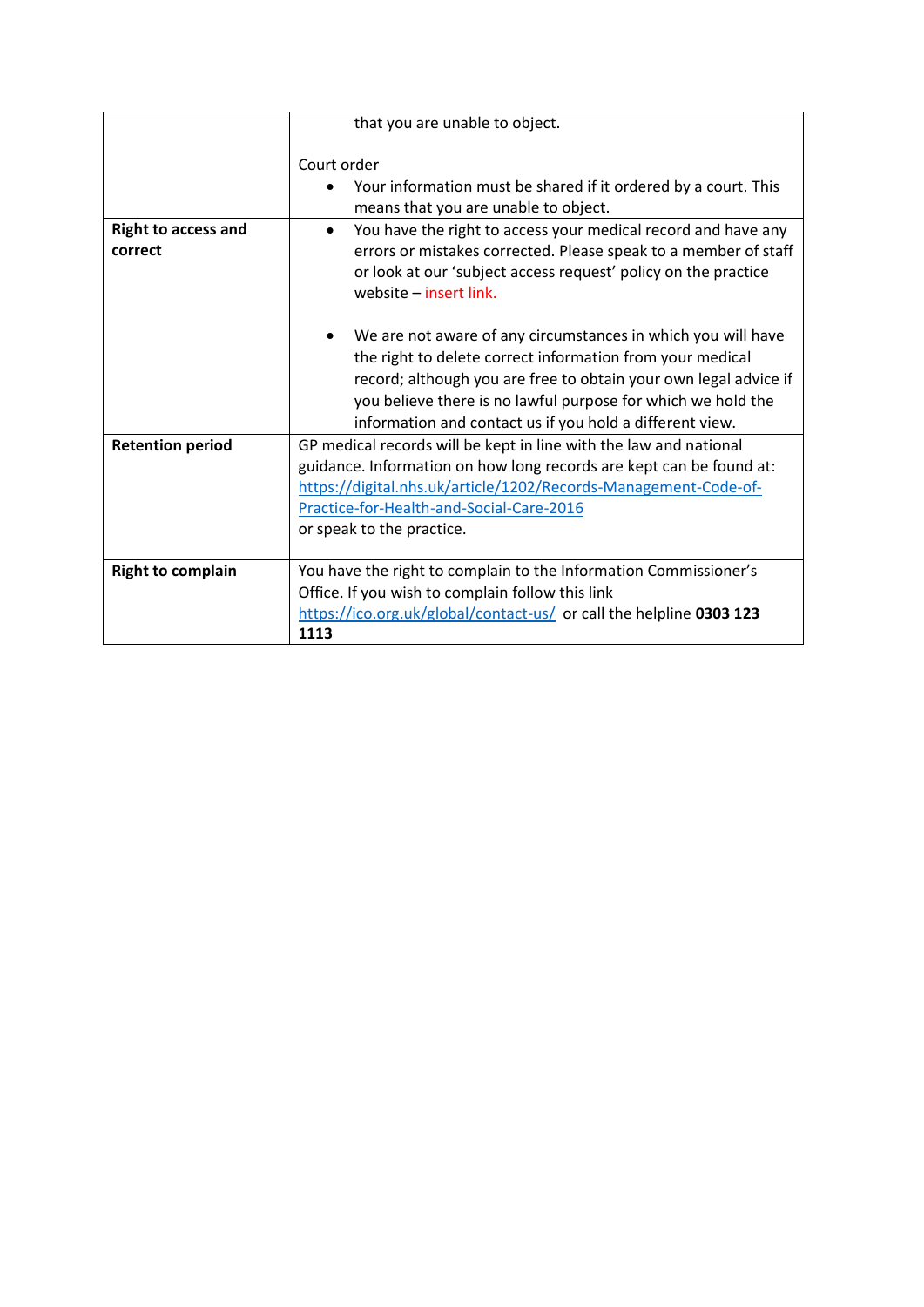| | |
|---|---|
| | that you are unable to object.<br><br>Court order<br>• Your information must be shared if it ordered by a court. This means that you are unable to object. |
| **Right to access and correct** | • You have the right to access your medical record and have any errors or mistakes corrected. Please speak to a member of staff or look at our 'subject access request' policy on the practice website – insert link.<br><br>• We are not aware of any circumstances in which you will have the right to delete correct information from your medical record; although you are free to obtain your own legal advice if you believe there is no lawful purpose for which we hold the information and contact us if you hold a different view. |
| **Retention period** | GP medical records will be kept in line with the law and national guidance. Information on how long records are kept can be found at: https://digital.nhs.uk/article/1202/Records-Management-Code-of-Practice-for-Health-and-Social-Care-2016 or speak to the practice. |
| **Right to complain** | You have the right to complain to the Information Commissioner's Office. If you wish to complain follow this link https://ico.org.uk/global/contact-us/ or call the helpline **0303 123 1113** |